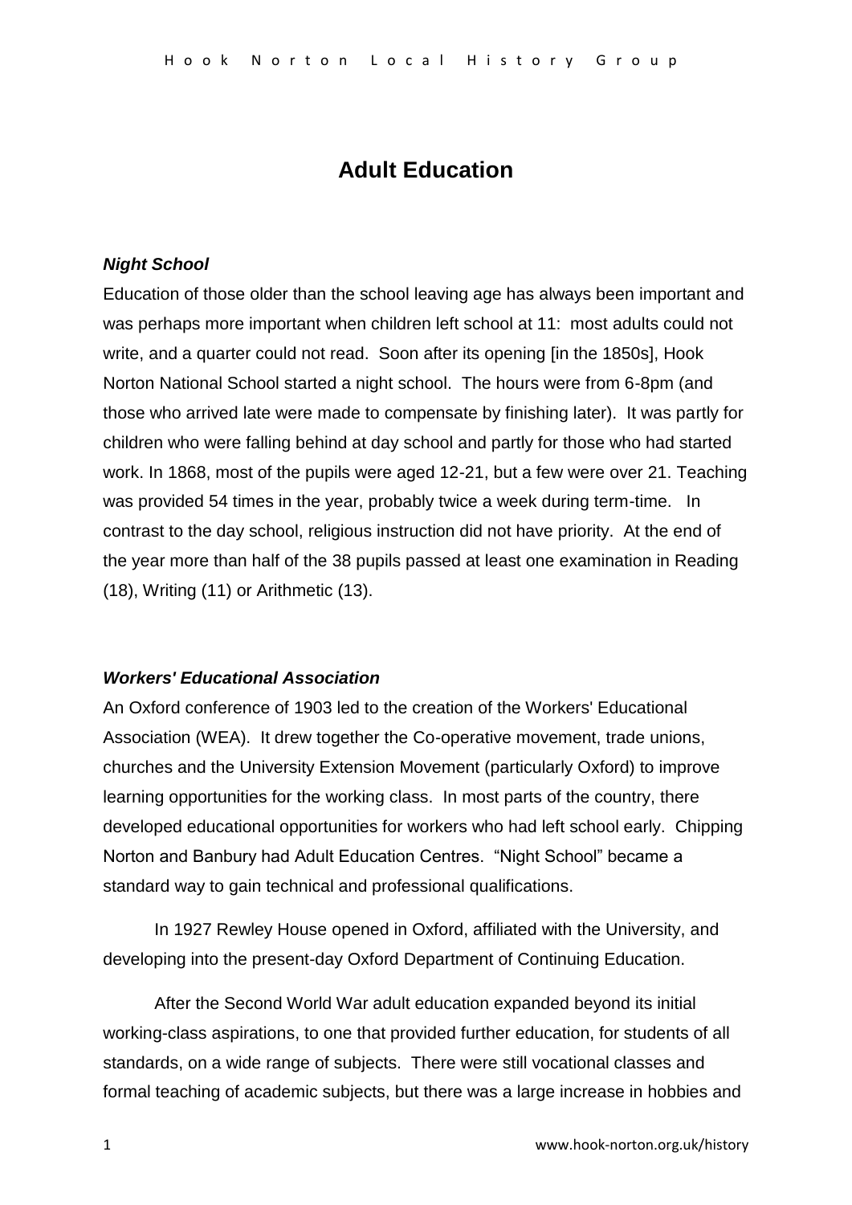# Adult Education

### *Night School*

Education of those older than the school leaving age has always been important and was perhaps more important when children left school at 11: most adults could not write, and a quarter could not read. Soon after its opening [in the 1850s], Hook Norton National School started a night school. The hours were from 6-8pm (and those who arrived late were made to compensate by finishing later). It was partly for children who were falling behind at day school and partly for those who had started work. In 1868, most of the pupils were aged 12-21, but a few were over 21. Teaching was provided 54 times in the year, probably twice a week during term-time. In contrast to the day school, religious instruction did not have priority. At the end of the year more than half of the 38 pupils passed at least one examination in Reading (18), Writing (11) or Arithmetic (13).

### *Workers' Educational Association*

An Oxford conference of 1903 led to the creation of the Workers' Educational Association (WEA). It drew together the Co-operative movement, trade unions, churches and the University Extension Movement (particularly Oxford) to improve learning opportunities for the working class. In most parts of the country, there developed educational opportunities for workers who had left school early. Chipping Norton and Banbury had Adult Education Centres. "Night School" became a standard way to gain technical and professional qualifications.

In 1927 Rewley House opened in Oxford, affiliated with the University, and developing into the present-day Oxford Department of Continuing Education.

After the Second World War adult education expanded beyond its initial working-class aspirations, to one that provided further education, for students of all standards, on a wide range of subjects. There were still vocational classes and formal teaching of academic subjects, but there was a large increase in hobbies and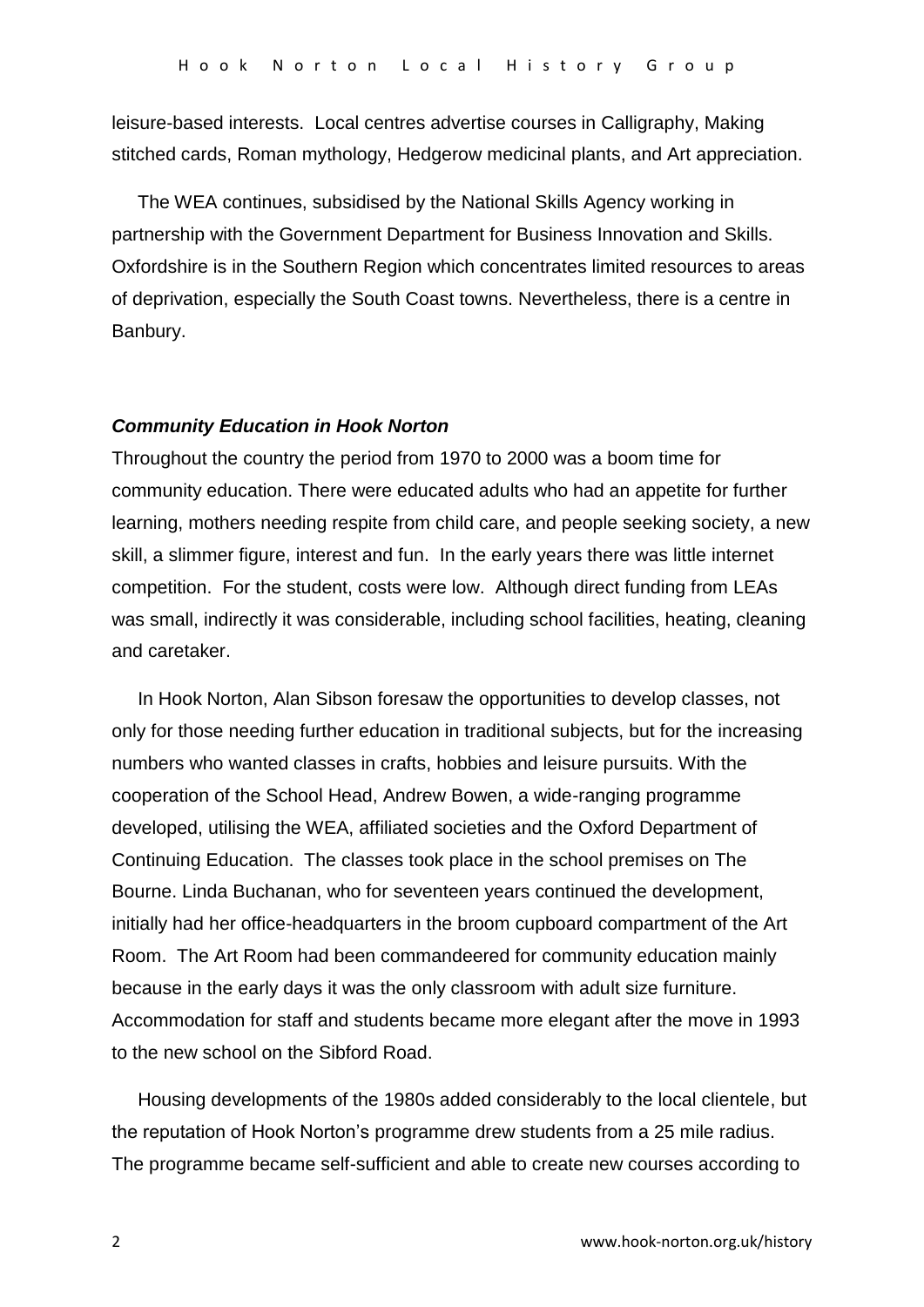leisure-based interests. Local centres advertise courses in Calligraphy, Making stitched cards, Roman mythology, Hedgerow medicinal plants, and Art appreciation.

The WEA continues, subsidised by the National Skills Agency working in partnership with the Government Department for Business Innovation and Skills. Oxfordshire is in the Southern Region which concentrates limited resources to areas of deprivation, especially the South Coast towns. Nevertheless, there is a centre in Banbury.

### ***Community Education in Hook Norton***

Throughout the country the period from 1970 to 2000 was a boom time for community education. There were educated adults who had an appetite for further learning, mothers needing respite from child care, and people seeking society, a new skill, a slimmer figure, interest and fun. In the early years there was little internet competition. For the student, costs were low. Although direct funding from LEAs was small, indirectly it was considerable, including school facilities, heating, cleaning and caretaker.

In Hook Norton, Alan Sibson foresaw the opportunities to develop classes, not only for those needing further education in traditional subjects, but for the increasing numbers who wanted classes in crafts, hobbies and leisure pursuits. With the cooperation of the School Head, Andrew Bowen, a wide-ranging programme developed, utilising the WEA, affiliated societies and the Oxford Department of Continuing Education. The classes took place in the school premises on The Bourne. Linda Buchanan, who for seventeen years continued the development, initially had her office-headquarters in the broom cupboard compartment of the Art Room. The Art Room had been commandeered for community education mainly because in the early days it was the only classroom with adult size furniture. Accommodation for staff and students became more elegant after the move in 1993 to the new school on the Sibford Road.

Housing developments of the 1980s added considerably to the local clientele, but the reputation of Hook Norton's programme drew students from a 25 mile radius. The programme became self-sufficient and able to create new courses according to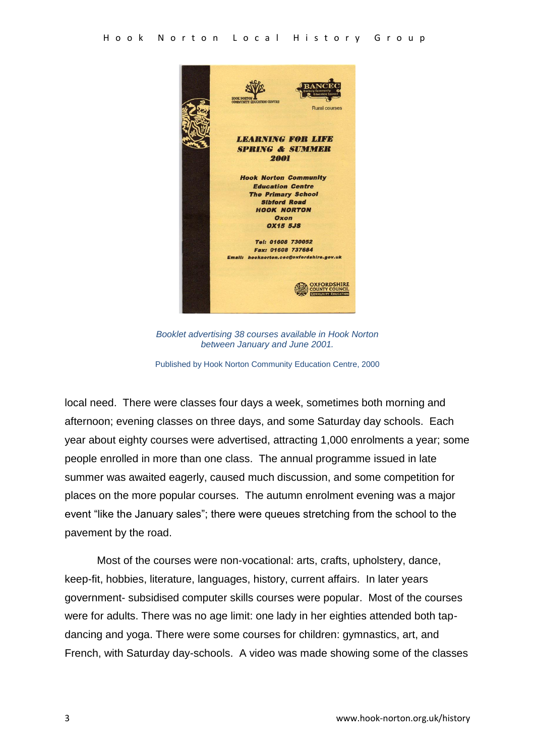*Booklet advertising 38 courses available in Hook Norton between January and June 2001.*

Published by Hook Norton Community Education Centre, 2000

local need. There were classes four days a week, sometimes both morning and afternoon; evening classes on three days, and some Saturday day schools. Each year about eighty courses were advertised, attracting 1,000 enrolments a year; some people enrolled in more than one class. The annual programme issued in late summer was awaited eagerly, caused much discussion, and some competition for places on the more popular courses. The autumn enrolment evening was a major event "like the January sales"; there were queues stretching from the school to the pavement by the road.

Most of the courses were non-vocational: arts, crafts, upholstery, dance, keep-fit, hobbies, literature, languages, history, current affairs. In later years government- subsidised computer skills courses were popular. Most of the courses were for adults. There was no age limit: one lady in her eighties attended both tap-dancing and yoga. There were some courses for children: gymnastics, art, and French, with Saturday day-schools. A video was made showing some of the classes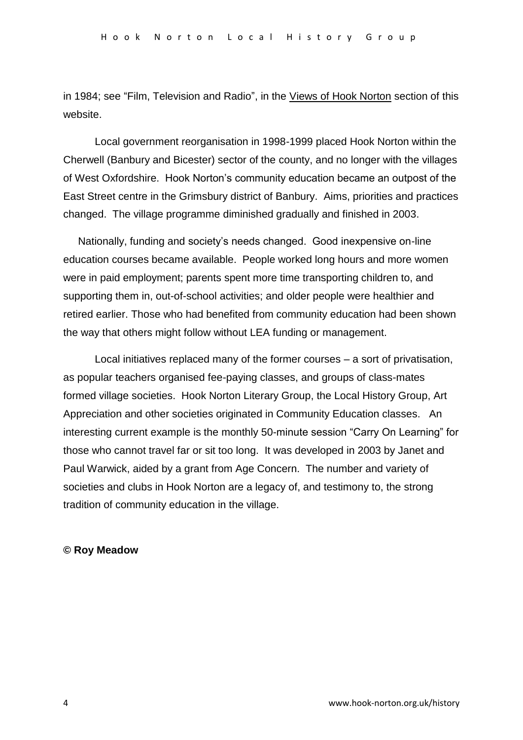in 1984; see "Film, Television and Radio", in the Views of Hook Norton section of this website.

Local government reorganisation in 1998-1999 placed Hook Norton within the Cherwell (Banbury and Bicester) sector of the county, and no longer with the villages of West Oxfordshire. Hook Norton's community education became an outpost of the East Street centre in the Grimsbury district of Banbury. Aims, priorities and practices changed. The village programme diminished gradually and finished in 2003.

Nationally, funding and society's needs changed. Good inexpensive on-line education courses became available. People worked long hours and more women were in paid employment; parents spent more time transporting children to, and supporting them in, out-of-school activities; and older people were healthier and retired earlier. Those who had benefited from community education had been shown the way that others might follow without LEA funding or management.

Local initiatives replaced many of the former courses – a sort of privatisation, as popular teachers organised fee-paying classes, and groups of class-mates formed village societies. Hook Norton Literary Group, the Local History Group, Art Appreciation and other societies originated in Community Education classes. An interesting current example is the monthly 50-minute session "Carry On Learning" for those who cannot travel far or sit too long. It was developed in 2003 by Janet and Paul Warwick, aided by a grant from Age Concern. The number and variety of societies and clubs in Hook Norton are a legacy of, and testimony to, the strong tradition of community education in the village.

**© Roy Meadow**